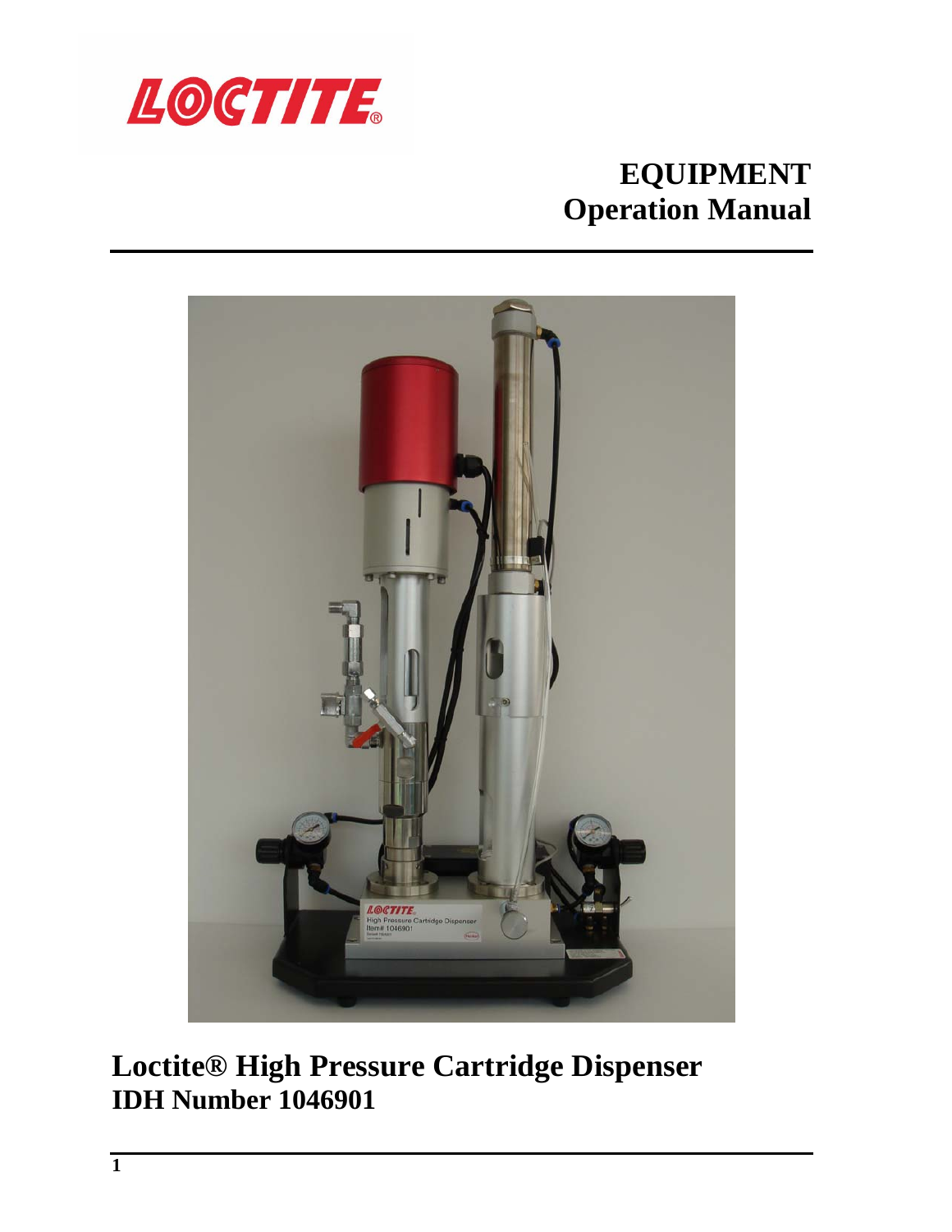# EQUIPMENT
# Operation Manual

## Loctite® High Pressure Cartridge Dispenser
### IDH Number 1046901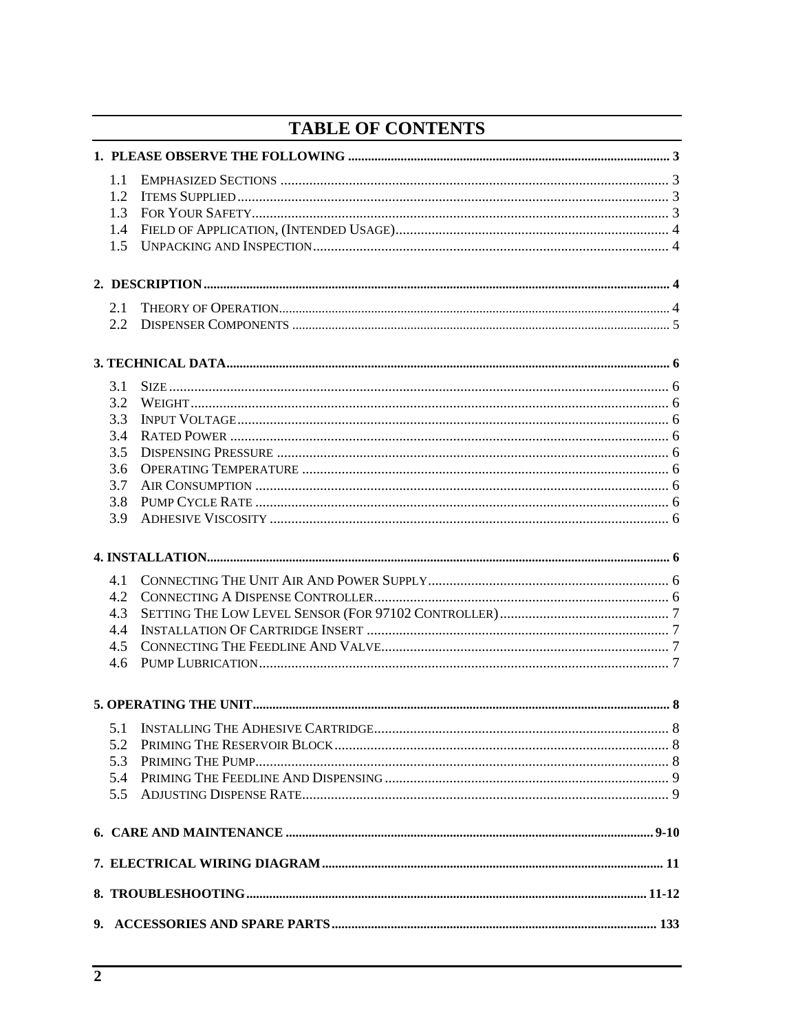# TABLE OF CONTENTS

**1. PLEASE OBSERVE THE FOLLOWING .......... 3**

- 1.1 EMPHASIZED SECTIONS .......... 3
- 1.2 ITEMS SUPPLIED .......... 3
- 1.3 FOR YOUR SAFETY .......... 3
- 1.4 FIELD OF APPLICATION, (INTENDED USAGE) .......... 4
- 1.5 UNPACKING AND INSPECTION .......... 4

**2. DESCRIPTION .......... 4**

- 2.1 THEORY OF OPERATION .......... 4
- 2.2 DISPENSER COMPONENTS .......... 5

**3. TECHNICAL DATA .......... 6**

- 3.1 SIZE .......... 6
- 3.2 WEIGHT .......... 6
- 3.3 INPUT VOLTAGE .......... 6
- 3.4 RATED POWER .......... 6
- 3.5 DISPENSING PRESSURE .......... 6
- 3.6 OPERATING TEMPERATURE .......... 6
- 3.7 AIR CONSUMPTION .......... 6
- 3.8 PUMP CYCLE RATE .......... 6
- 3.9 ADHESIVE VISCOSITY .......... 6

**4. INSTALLATION .......... 6**

- 4.1 CONNECTING THE UNIT AIR AND POWER SUPPLY .......... 6
- 4.2 CONNECTING A DISPENSE CONTROLLER .......... 6
- 4.3 SETTING THE LOW LEVEL SENSOR (FOR 97102 CONTROLLER) .......... 7
- 4.4 INSTALLATION OF CARTRIDGE INSERT .......... 7
- 4.5 CONNECTING THE FEEDLINE AND VALVE .......... 7
- 4.6 PUMP LUBRICATION .......... 7

**5. OPERATING THE UNIT .......... 8**

- 5.1 INSTALLING THE ADHESIVE CARTRIDGE .......... 8
- 5.2 PRIMING THE RESERVOIR BLOCK .......... 8
- 5.3 PRIMING THE PUMP .......... 8
- 5.4 PRIMING THE FEEDLINE AND DISPENSING .......... 9
- 5.5 ADJUSTING DISPENSE RATE .......... 9

**6. CARE AND MAINTENANCE .......... 9-10**

**7. ELECTRICAL WIRING DIAGRAM .......... 11**

**8. TROUBLESHOOTING .......... 11-12**

**9. ACCESSORIES AND SPARE PARTS .......... 133**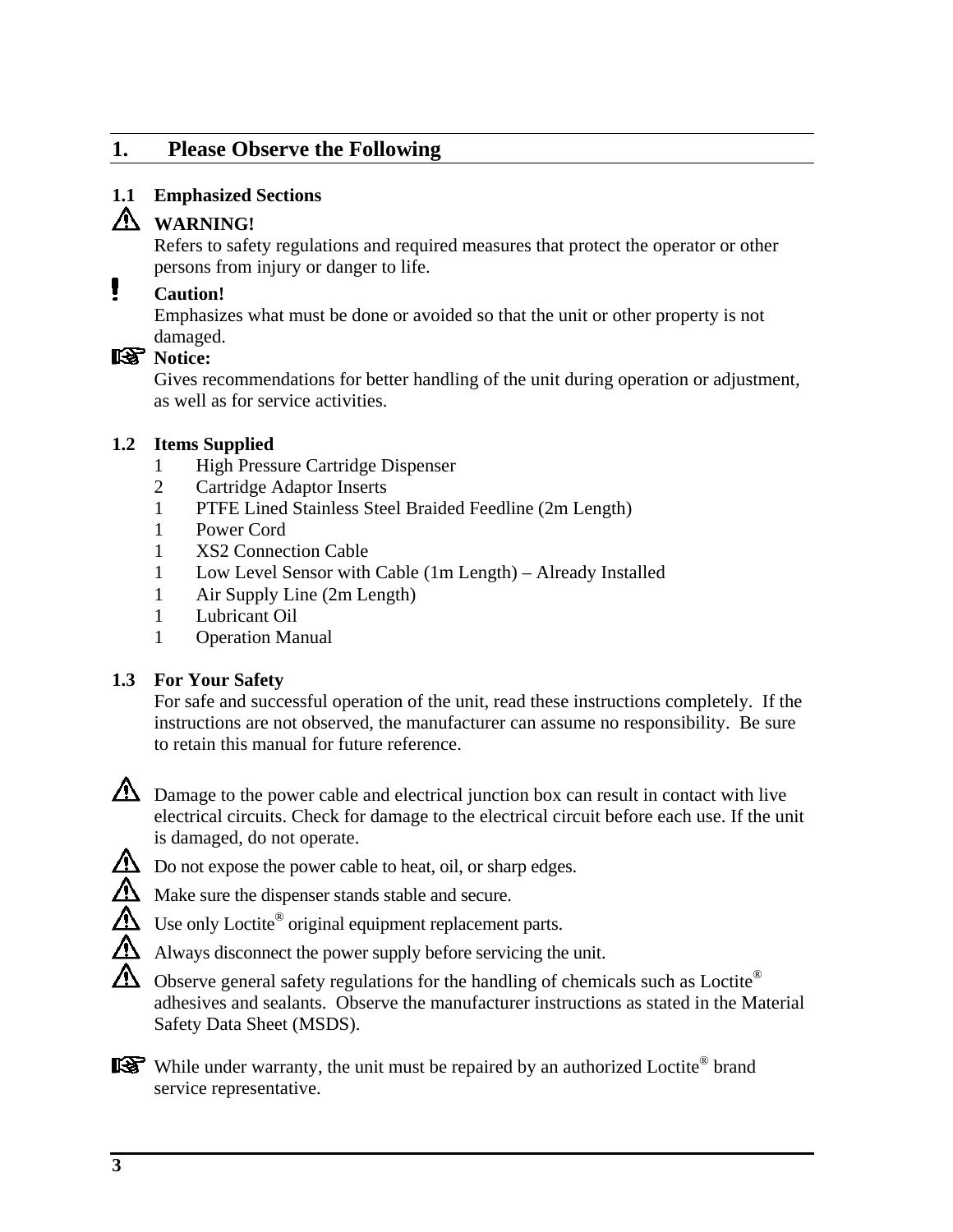# 1. Please Observe the Following

## 1.1 Emphasized Sections

⚠ **WARNING!**

Refers to safety regulations and required measures that protect the operator or other persons from injury or danger to life.

❗ **Caution!**

Emphasizes what must be done or avoided so that the unit or other property is not damaged.

☞ **Notice:**

Gives recommendations for better handling of the unit during operation or adjustment, as well as for service activities.

## 1.2 Items Supplied

- 1 High Pressure Cartridge Dispenser
- 2 Cartridge Adaptor Inserts
- 1 PTFE Lined Stainless Steel Braided Feedline (2m Length)
- 1 Power Cord
- 1 XS2 Connection Cable
- 1 Low Level Sensor with Cable (1m Length) – Already Installed
- 1 Air Supply Line (2m Length)
- 1 Lubricant Oil
- 1 Operation Manual

## 1.3 For Your Safety

For safe and successful operation of the unit, read these instructions completely. If the instructions are not observed, the manufacturer can assume no responsibility. Be sure to retain this manual for future reference.

⚠ Damage to the power cable and electrical junction box can result in contact with live electrical circuits. Check for damage to the electrical circuit before each use. If the unit is damaged, do not operate.

⚠ Do not expose the power cable to heat, oil, or sharp edges.

⚠ Make sure the dispenser stands stable and secure.

⚠ Use only Loctite® original equipment replacement parts.

⚠ Always disconnect the power supply before servicing the unit.

⚠ Observe general safety regulations for the handling of chemicals such as Loctite® adhesives and sealants. Observe the manufacturer instructions as stated in the Material Safety Data Sheet (MSDS).

☞ While under warranty, the unit must be repaired by an authorized Loctite® brand service representative.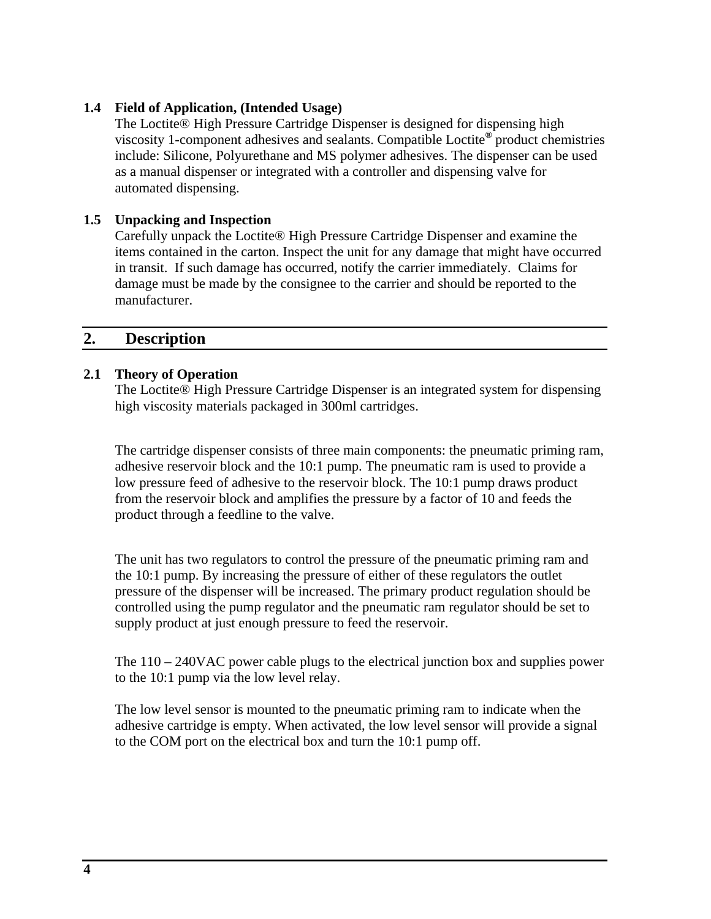### 1.4 Field of Application, (Intended Usage)

The Loctite® High Pressure Cartridge Dispenser is designed for dispensing high viscosity 1-component adhesives and sealants. Compatible Loctite® product chemistries include: Silicone, Polyurethane and MS polymer adhesives. The dispenser can be used as a manual dispenser or integrated with a controller and dispensing valve for automated dispensing.

### 1.5 Unpacking and Inspection

Carefully unpack the Loctite® High Pressure Cartridge Dispenser and examine the items contained in the carton. Inspect the unit for any damage that might have occurred in transit. If such damage has occurred, notify the carrier immediately. Claims for damage must be made by the consignee to the carrier and should be reported to the manufacturer.

## 2. Description

### 2.1 Theory of Operation

The Loctite® High Pressure Cartridge Dispenser is an integrated system for dispensing high viscosity materials packaged in 300ml cartridges.

The cartridge dispenser consists of three main components: the pneumatic priming ram, adhesive reservoir block and the 10:1 pump. The pneumatic ram is used to provide a low pressure feed of adhesive to the reservoir block. The 10:1 pump draws product from the reservoir block and amplifies the pressure by a factor of 10 and feeds the product through a feedline to the valve.

The unit has two regulators to control the pressure of the pneumatic priming ram and the 10:1 pump. By increasing the pressure of either of these regulators the outlet pressure of the dispenser will be increased. The primary product regulation should be controlled using the pump regulator and the pneumatic ram regulator should be set to supply product at just enough pressure to feed the reservoir.

The 110 – 240VAC power cable plugs to the electrical junction box and supplies power to the 10:1 pump via the low level relay.

The low level sensor is mounted to the pneumatic priming ram to indicate when the adhesive cartridge is empty. When activated, the low level sensor will provide a signal to the COM port on the electrical box and turn the 10:1 pump off.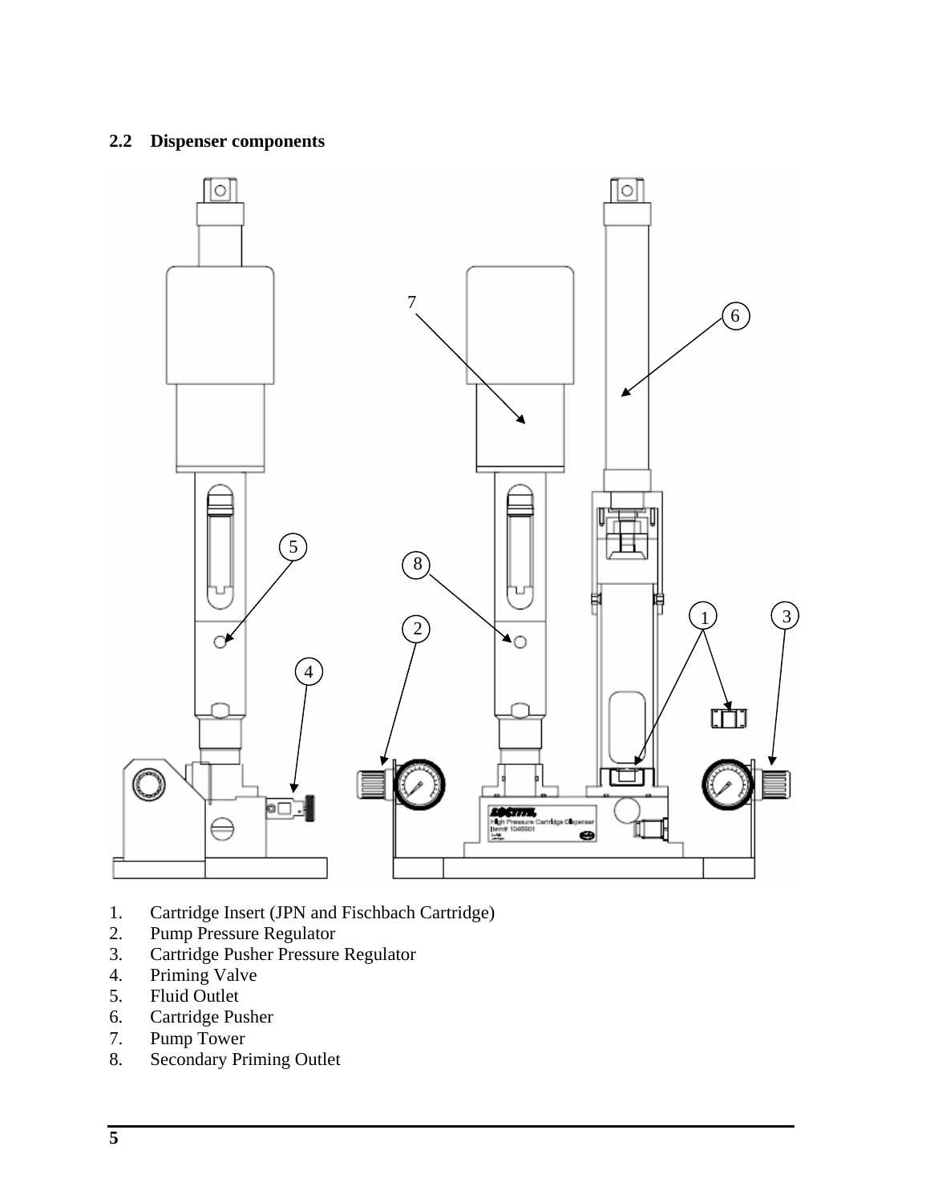## 2.2 Dispenser components

1. Cartridge Insert (JPN and Fischbach Cartridge)
2. Pump Pressure Regulator
3. Cartridge Pusher Pressure Regulator
4. Priming Valve
5. Fluid Outlet
6. Cartridge Pusher
7. Pump Tower
8. Secondary Priming Outlet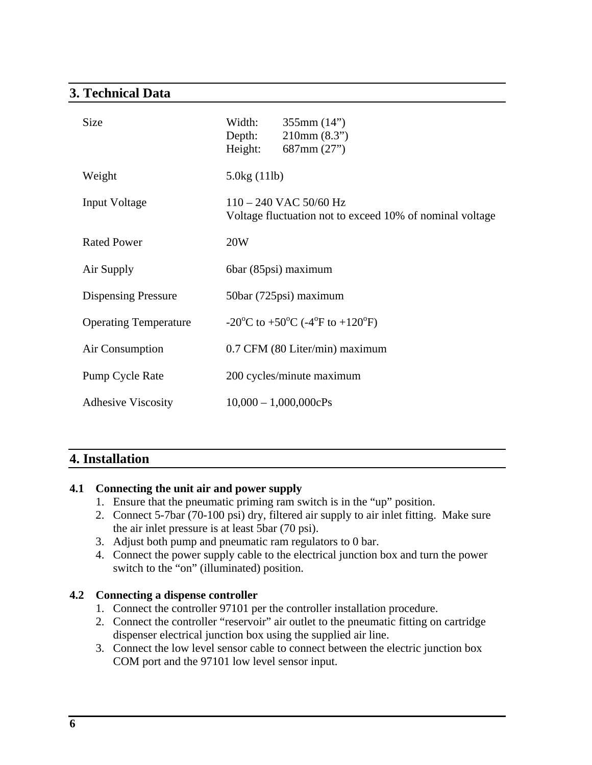## 3. Technical Data

| | |
|---|---|
| Size | Width: 355mm (14”)<br>Depth: 210mm (8.3”)<br>Height: 687mm (27”) |
| Weight | 5.0kg (11lb) |
| Input Voltage | 110 – 240 VAC 50/60 Hz<br>Voltage fluctuation not to exceed 10% of nominal voltage |
| Rated Power | 20W |
| Air Supply | 6bar (85psi) maximum |
| Dispensing Pressure | 50bar (725psi) maximum |
| Operating Temperature | -20°C to +50°C (-4°F to +120°F) |
| Air Consumption | 0.7 CFM (80 Liter/min) maximum |
| Pump Cycle Rate | 200 cycles/minute maximum |
| Adhesive Viscosity | 10,000 – 1,000,000cPs |

## 4. Installation

### 4.1 Connecting the unit air and power supply

1. Ensure that the pneumatic priming ram switch is in the “up” position.
2. Connect 5-7bar (70-100 psi) dry, filtered air supply to air inlet fitting. Make sure the air inlet pressure is at least 5bar (70 psi).
3. Adjust both pump and pneumatic ram regulators to 0 bar.
4. Connect the power supply cable to the electrical junction box and turn the power switch to the “on” (illuminated) position.

### 4.2 Connecting a dispense controller

1. Connect the controller 97101 per the controller installation procedure.
2. Connect the controller “reservoir” air outlet to the pneumatic fitting on cartridge dispenser electrical junction box using the supplied air line.
3. Connect the low level sensor cable to connect between the electric junction box COM port and the 97101 low level sensor input.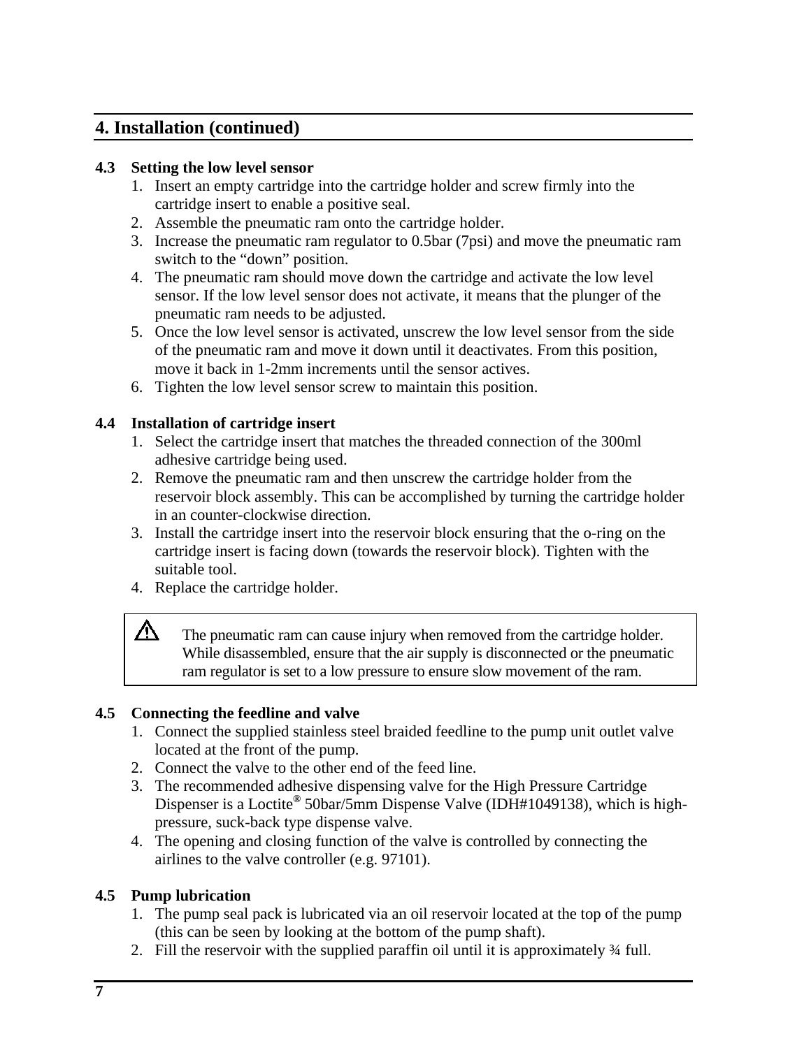## 4. Installation (continued)

### 4.3 Setting the low level sensor

1. Insert an empty cartridge into the cartridge holder and screw firmly into the cartridge insert to enable a positive seal.
2. Assemble the pneumatic ram onto the cartridge holder.
3. Increase the pneumatic ram regulator to 0.5bar (7psi) and move the pneumatic ram switch to the “down” position.
4. The pneumatic ram should move down the cartridge and activate the low level sensor. If the low level sensor does not activate, it means that the plunger of the pneumatic ram needs to be adjusted.
5. Once the low level sensor is activated, unscrew the low level sensor from the side of the pneumatic ram and move it down until it deactivates. From this position, move it back in 1-2mm increments until the sensor actives.
6. Tighten the low level sensor screw to maintain this position.

### 4.4 Installation of cartridge insert

1. Select the cartridge insert that matches the threaded connection of the 300ml adhesive cartridge being used.
2. Remove the pneumatic ram and then unscrew the cartridge holder from the reservoir block assembly. This can be accomplished by turning the cartridge holder in an counter-clockwise direction.
3. Install the cartridge insert into the reservoir block ensuring that the o-ring on the cartridge insert is facing down (towards the reservoir block). Tighten with the suitable tool.
4. Replace the cartridge holder.

> ⚠ The pneumatic ram can cause injury when removed from the cartridge holder. While disassembled, ensure that the air supply is disconnected or the pneumatic ram regulator is set to a low pressure to ensure slow movement of the ram.

### 4.5 Connecting the feedline and valve

1. Connect the supplied stainless steel braided feedline to the pump unit outlet valve located at the front of the pump.
2. Connect the valve to the other end of the feed line.
3. The recommended adhesive dispensing valve for the High Pressure Cartridge Dispenser is a Loctite® 50bar/5mm Dispense Valve (IDH#1049138), which is high-pressure, suck-back type dispense valve.
4. The opening and closing function of the valve is controlled by connecting the airlines to the valve controller (e.g. 97101).

### 4.5 Pump lubrication

1. The pump seal pack is lubricated via an oil reservoir located at the top of the pump (this can be seen by looking at the bottom of the pump shaft).
2. Fill the reservoir with the supplied paraffin oil until it is approximately ¾ full.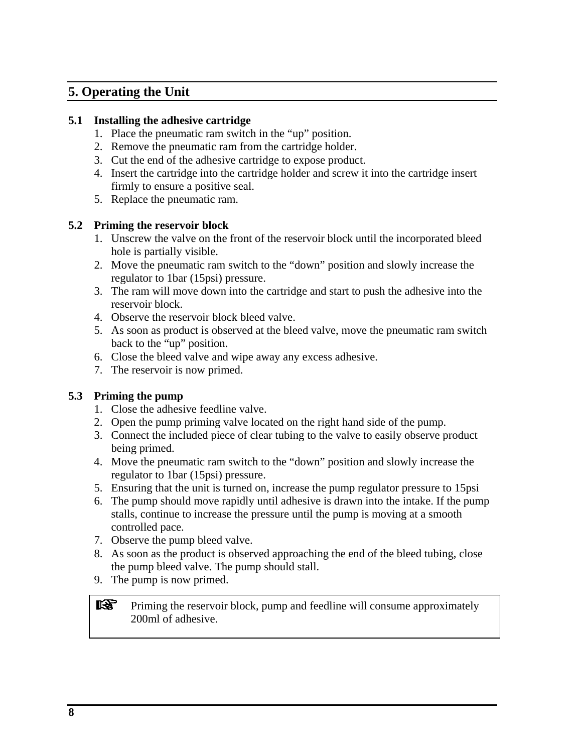## 5. Operating the Unit

### 5.1 Installing the adhesive cartridge

1. Place the pneumatic ram switch in the “up” position.
2. Remove the pneumatic ram from the cartridge holder.
3. Cut the end of the adhesive cartridge to expose product.
4. Insert the cartridge into the cartridge holder and screw it into the cartridge insert firmly to ensure a positive seal.
5. Replace the pneumatic ram.

### 5.2 Priming the reservoir block

1. Unscrew the valve on the front of the reservoir block until the incorporated bleed hole is partially visible.
2. Move the pneumatic ram switch to the “down” position and slowly increase the regulator to 1bar (15psi) pressure.
3. The ram will move down into the cartridge and start to push the adhesive into the reservoir block.
4. Observe the reservoir block bleed valve.
5. As soon as product is observed at the bleed valve, move the pneumatic ram switch back to the “up” position.
6. Close the bleed valve and wipe away any excess adhesive.
7. The reservoir is now primed.

### 5.3 Priming the pump

1. Close the adhesive feedline valve.
2. Open the pump priming valve located on the right hand side of the pump.
3. Connect the included piece of clear tubing to the valve to easily observe product being primed.
4. Move the pneumatic ram switch to the “down” position and slowly increase the regulator to 1bar (15psi) pressure.
5. Ensuring that the unit is turned on, increase the pump regulator pressure to 15psi
6. The pump should move rapidly until adhesive is drawn into the intake. If the pump stalls, continue to increase the pressure until the pump is moving at a smooth controlled pace.
7. Observe the pump bleed valve.
8. As soon as the product is observed approaching the end of the bleed tubing, close the pump bleed valve. The pump should stall.
9. The pump is now primed.

> ☞ Priming the reservoir block, pump and feedline will consume approximately 200ml of adhesive.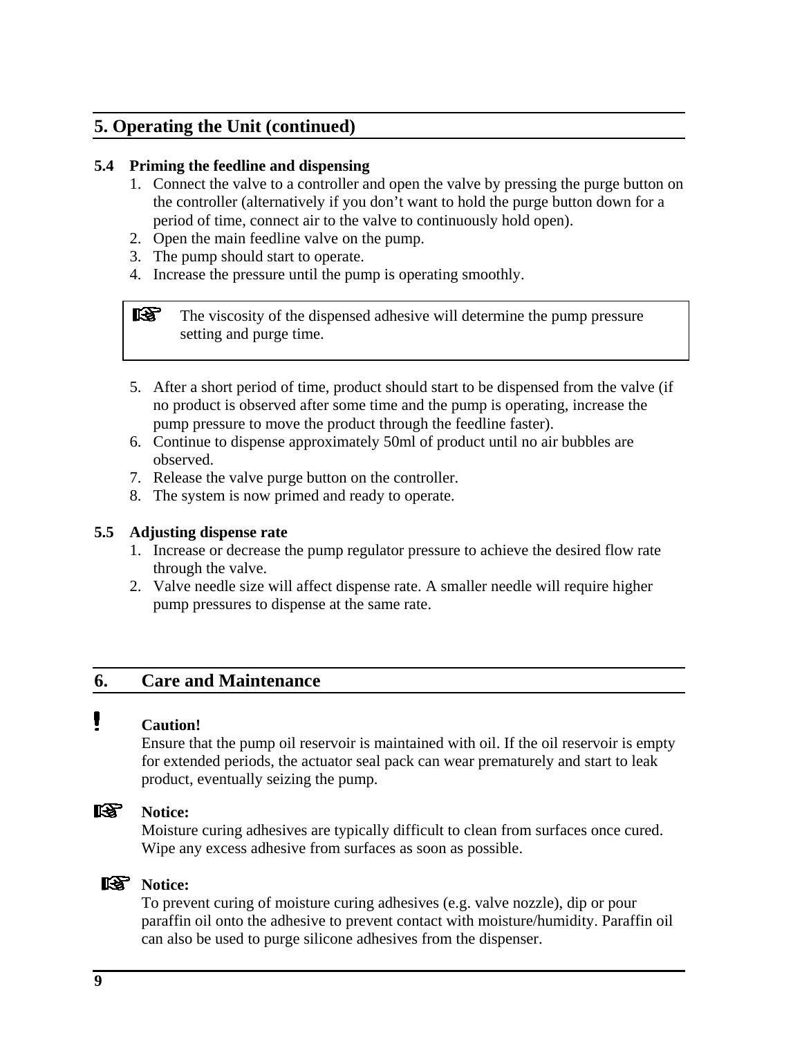## 5. Operating the Unit (continued)

### 5.4 Priming the feedline and dispensing

1. Connect the valve to a controller and open the valve by pressing the purge button on the controller (alternatively if you don't want to hold the purge button down for a period of time, connect air to the valve to continuously hold open).
2. Open the main feedline valve on the pump.
3. The pump should start to operate.
4. Increase the pressure until the pump is operating smoothly.

> ☞ The viscosity of the dispensed adhesive will determine the pump pressure setting and purge time.

5. After a short period of time, product should start to be dispensed from the valve (if no product is observed after some time and the pump is operating, increase the pump pressure to move the product through the feedline faster).
6. Continue to dispense approximately 50ml of product until no air bubbles are observed.
7. Release the valve purge button on the controller.
8. The system is now primed and ready to operate.

### 5.5 Adjusting dispense rate

1. Increase or decrease the pump regulator pressure to achieve the desired flow rate through the valve.
2. Valve needle size will affect dispense rate. A smaller needle will require higher pump pressures to dispense at the same rate.

## 6. Care and Maintenance

**Caution!**
Ensure that the pump oil reservoir is maintained with oil. If the oil reservoir is empty for extended periods, the actuator seal pack can wear prematurely and start to leak product, eventually seizing the pump.

☞ **Notice:**
Moisture curing adhesives are typically difficult to clean from surfaces once cured. Wipe any excess adhesive from surfaces as soon as possible.

☞ **Notice:**
To prevent curing of moisture curing adhesives (e.g. valve nozzle), dip or pour paraffin oil onto the adhesive to prevent contact with moisture/humidity. Paraffin oil can also be used to purge silicone adhesives from the dispenser.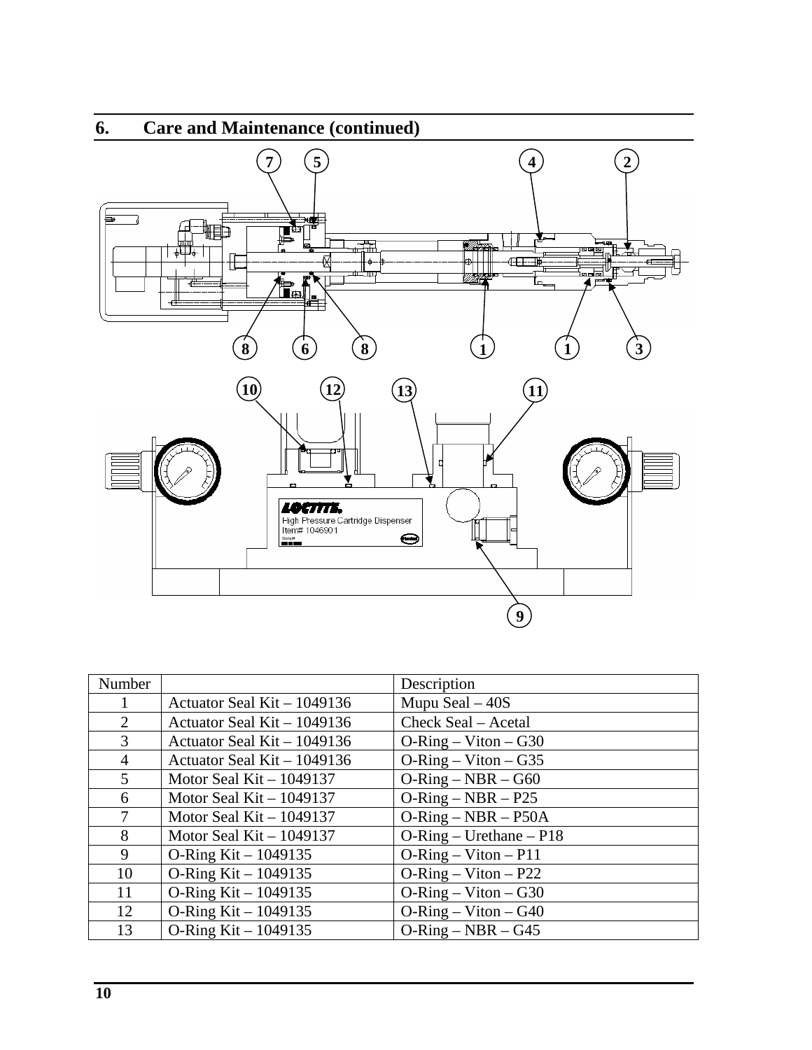## 6. Care and Maintenance (continued)

| Number | | Description |
|---|---|---|
| 1 | Actuator Seal Kit – 1049136 | Mupu Seal – 40S |
| 2 | Actuator Seal Kit – 1049136 | Check Seal – Acetal |
| 3 | Actuator Seal Kit – 1049136 | O-Ring – Viton – G30 |
| 4 | Actuator Seal Kit – 1049136 | O-Ring – Viton – G35 |
| 5 | Motor Seal Kit – 1049137 | O-Ring – NBR – G60 |
| 6 | Motor Seal Kit – 1049137 | O-Ring – NBR – P25 |
| 7 | Motor Seal Kit – 1049137 | O-Ring – NBR – P50A |
| 8 | Motor Seal Kit – 1049137 | O-Ring – Urethane – P18 |
| 9 | O-Ring Kit – 1049135 | O-Ring – Viton – P11 |
| 10 | O-Ring Kit – 1049135 | O-Ring – Viton – P22 |
| 11 | O-Ring Kit – 1049135 | O-Ring – Viton – G30 |
| 12 | O-Ring Kit – 1049135 | O-Ring – Viton – G40 |
| 13 | O-Ring Kit – 1049135 | O-Ring – NBR – G45 |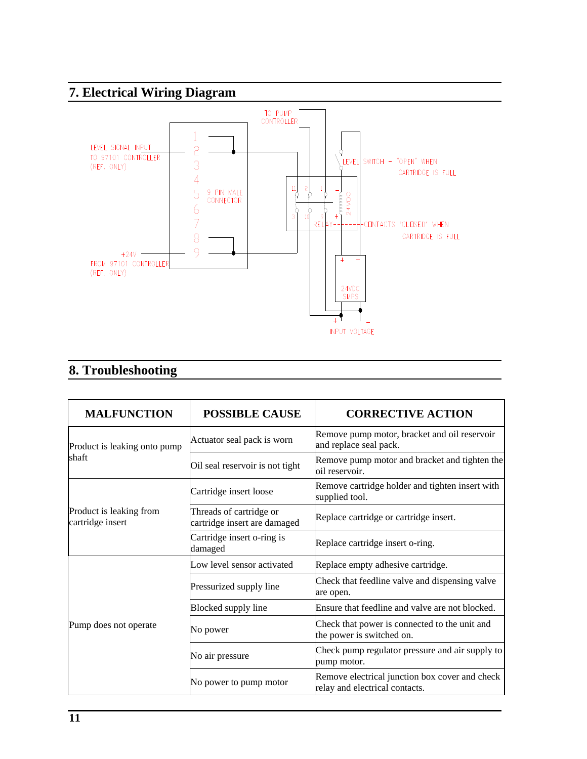## 7. Electrical Wiring Diagram

## 8. Troubleshooting

| MALFUNCTION | POSSIBLE CAUSE | CORRECTIVE ACTION |
|---|---|---|
| Product is leaking onto pump shaft | Actuator seal pack is worn | Remove pump motor, bracket and oil reservoir and replace seal pack. |
| | Oil seal reservoir is not tight | Remove pump motor and bracket and tighten the oil reservoir. |
| Product is leaking from cartridge insert | Cartridge insert loose | Remove cartridge holder and tighten insert with supplied tool. |
| | Threads of cartridge or cartridge insert are damaged | Replace cartridge or cartridge insert. |
| | Cartridge insert o-ring is damaged | Replace cartridge insert o-ring. |
| Pump does not operate | Low level sensor activated | Replace empty adhesive cartridge. |
| | Pressurized supply line | Check that feedline valve and dispensing valve are open. |
| | Blocked supply line | Ensure that feedline and valve are not blocked. |
| | No power | Check that power is connected to the unit and the power is switched on. |
| | No air pressure | Check pump regulator pressure and air supply to pump motor. |
| | No power to pump motor | Remove electrical junction box cover and check relay and electrical contacts. |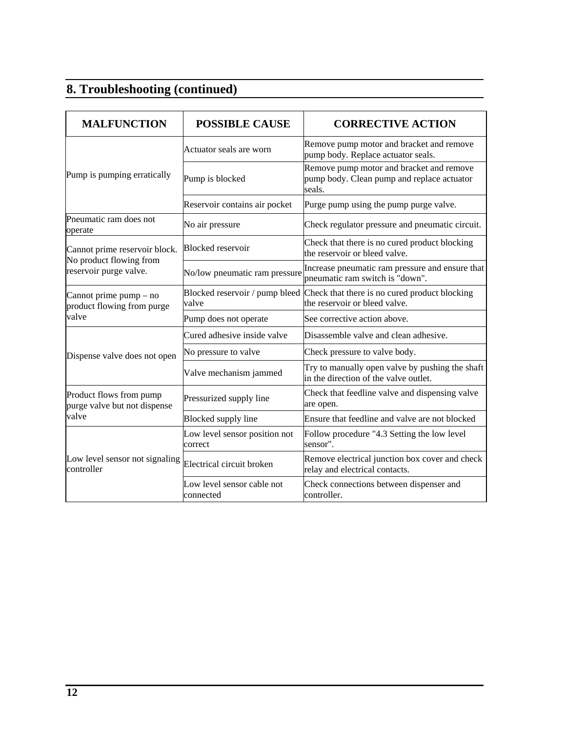## 8. Troubleshooting (continued)

| MALFUNCTION | POSSIBLE CAUSE | CORRECTIVE ACTION |
|---|---|---|
| Pump is pumping erratically | Actuator seals are worn | Remove pump motor and bracket and remove pump body. Replace actuator seals. |
| | Pump is blocked | Remove pump motor and bracket and remove pump body. Clean pump and replace actuator seals. |
| | Reservoir contains air pocket | Purge pump using the pump purge valve. |
| Pneumatic ram does not operate | No air pressure | Check regulator pressure and pneumatic circuit. |
| Cannot prime reservoir block. No product flowing from reservoir purge valve. | Blocked reservoir | Check that there is no cured product blocking the reservoir or bleed valve. |
| | No/low pneumatic ram pressure | Increase pneumatic ram pressure and ensure that pneumatic ram switch is "down". |
| Cannot prime pump – no product flowing from purge valve | Blocked reservoir / pump bleed valve | Check that there is no cured product blocking the reservoir or bleed valve. |
| | Pump does not operate | See corrective action above. |
| Dispense valve does not open | Cured adhesive inside valve | Disassemble valve and clean adhesive. |
| | No pressure to valve | Check pressure to valve body. |
| | Valve mechanism jammed | Try to manually open valve by pushing the shaft in the direction of the valve outlet. |
| Product flows from pump purge valve but not dispense valve | Pressurized supply line | Check that feedline valve and dispensing valve are open. |
| | Blocked supply line | Ensure that feedline and valve are not blocked |
| Low level sensor not signaling controller | Low level sensor position not correct | Follow procedure "4.3 Setting the low level sensor". |
| | Electrical circuit broken | Remove electrical junction box cover and check relay and electrical contacts. |
| | Low level sensor cable not connected | Check connections between dispenser and controller. |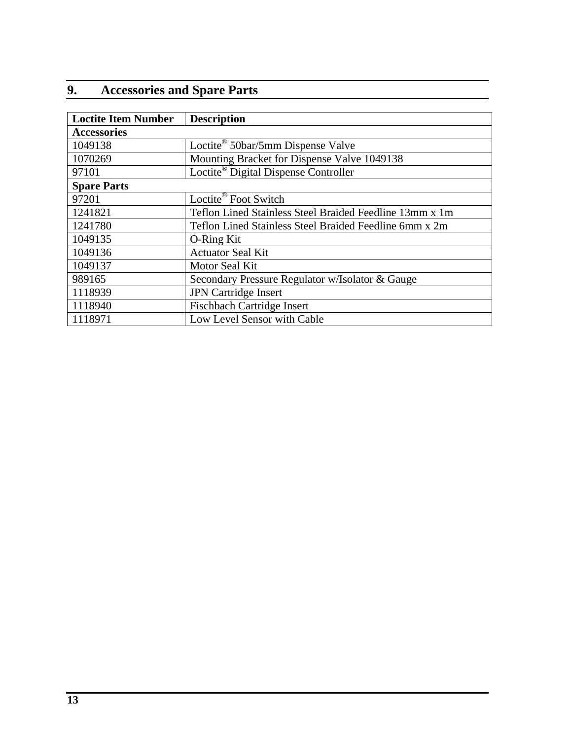## 9. Accessories and Spare Parts

| Loctite Item Number | Description |
|---|---|
| **Accessories** | |
| 1049138 | Loctite® 50bar/5mm Dispense Valve |
| 1070269 | Mounting Bracket for Dispense Valve 1049138 |
| 97101 | Loctite® Digital Dispense Controller |
| **Spare Parts** | |
| 97201 | Loctite® Foot Switch |
| 1241821 | Teflon Lined Stainless Steel Braided Feedline 13mm x 1m |
| 1241780 | Teflon Lined Stainless Steel Braided Feedline 6mm x 2m |
| 1049135 | O-Ring Kit |
| 1049136 | Actuator Seal Kit |
| 1049137 | Motor Seal Kit |
| 989165 | Secondary Pressure Regulator w/Isolator & Gauge |
| 1118939 | JPN Cartridge Insert |
| 1118940 | Fischbach Cartridge Insert |
| 1118971 | Low Level Sensor with Cable |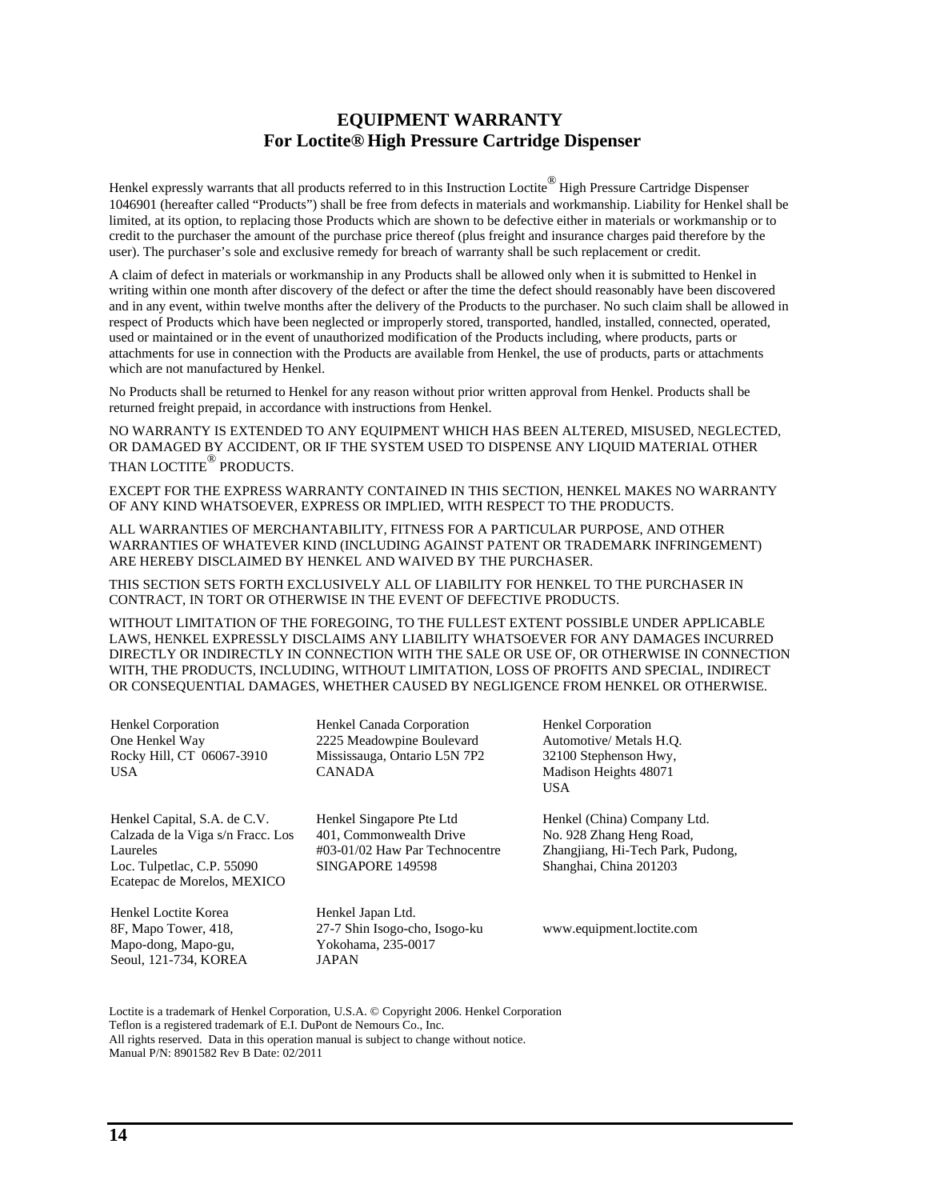# EQUIPMENT WARRANTY
## For Loctite® High Pressure Cartridge Dispenser

Henkel expressly warrants that all products referred to in this Instruction Loctite® High Pressure Cartridge Dispenser 1046901 (hereafter called "Products") shall be free from defects in materials and workmanship. Liability for Henkel shall be limited, at its option, to replacing those Products which are shown to be defective either in materials or workmanship or to credit to the purchaser the amount of the purchase price thereof (plus freight and insurance charges paid therefore by the user). The purchaser's sole and exclusive remedy for breach of warranty shall be such replacement or credit.

A claim of defect in materials or workmanship in any Products shall be allowed only when it is submitted to Henkel in writing within one month after discovery of the defect or after the time the defect should reasonably have been discovered and in any event, within twelve months after the delivery of the Products to the purchaser. No such claim shall be allowed in respect of Products which have been neglected or improperly stored, transported, handled, installed, connected, operated, used or maintained or in the event of unauthorized modification of the Products including, where products, parts or attachments for use in connection with the Products are available from Henkel, the use of products, parts or attachments which are not manufactured by Henkel.

No Products shall be returned to Henkel for any reason without prior written approval from Henkel. Products shall be returned freight prepaid, in accordance with instructions from Henkel.

NO WARRANTY IS EXTENDED TO ANY EQUIPMENT WHICH HAS BEEN ALTERED, MISUSED, NEGLECTED, OR DAMAGED BY ACCIDENT, OR IF THE SYSTEM USED TO DISPENSE ANY LIQUID MATERIAL OTHER THAN LOCTITE® PRODUCTS.

EXCEPT FOR THE EXPRESS WARRANTY CONTAINED IN THIS SECTION, HENKEL MAKES NO WARRANTY OF ANY KIND WHATSOEVER, EXPRESS OR IMPLIED, WITH RESPECT TO THE PRODUCTS.

ALL WARRANTIES OF MERCHANTABILITY, FITNESS FOR A PARTICULAR PURPOSE, AND OTHER WARRANTIES OF WHATEVER KIND (INCLUDING AGAINST PATENT OR TRADEMARK INFRINGEMENT) ARE HEREBY DISCLAIMED BY HENKEL AND WAIVED BY THE PURCHASER.

THIS SECTION SETS FORTH EXCLUSIVELY ALL OF LIABILITY FOR HENKEL TO THE PURCHASER IN CONTRACT, IN TORT OR OTHERWISE IN THE EVENT OF DEFECTIVE PRODUCTS.

WITHOUT LIMITATION OF THE FOREGOING, TO THE FULLEST EXTENT POSSIBLE UNDER APPLICABLE LAWS, HENKEL EXPRESSLY DISCLAIMS ANY LIABILITY WHATSOEVER FOR ANY DAMAGES INCURRED DIRECTLY OR INDIRECTLY IN CONNECTION WITH THE SALE OR USE OF, OR OTHERWISE IN CONNECTION WITH, THE PRODUCTS, INCLUDING, WITHOUT LIMITATION, LOSS OF PROFITS AND SPECIAL, INDIRECT OR CONSEQUENTIAL DAMAGES, WHETHER CAUSED BY NEGLIGENCE FROM HENKEL OR OTHERWISE.

Henkel Corporation
One Henkel Way
Rocky Hill, CT 06067-3910
USA

Henkel Canada Corporation
2225 Meadowpine Boulevard
Mississauga, Ontario L5N 7P2
CANADA

Henkel Corporation
Automotive/ Metals H.Q.
32100 Stephenson Hwy,
Madison Heights 48071
USA

Henkel Capital, S.A. de C.V.
Calzada de la Viga s/n Fracc. Los Laureles
Loc. Tulpetlac, C.P. 55090
Ecatepac de Morelos, MEXICO

Henkel Singapore Pte Ltd
401, Commonwealth Drive
#03-01/02 Haw Par Technocentre
SINGAPORE 149598

Henkel (China) Company Ltd.
No. 928 Zhang Heng Road,
Zhangjiang, Hi-Tech Park, Pudong,
Shanghai, China 201203

Henkel Loctite Korea
8F, Mapo Tower, 418,
Mapo-dong, Mapo-gu,
Seoul, 121-734, KOREA

Henkel Japan Ltd.
27-7 Shin Isogo-cho, Isogo-ku
Yokohama, 235-0017
JAPAN

www.equipment.loctite.com

Loctite is a trademark of Henkel Corporation, U.S.A. © Copyright 2006. Henkel Corporation
Teflon is a registered trademark of E.I. DuPont de Nemours Co., Inc.
All rights reserved. Data in this operation manual is subject to change without notice.
Manual P/N: 8901582 Rev B Date: 02/2011